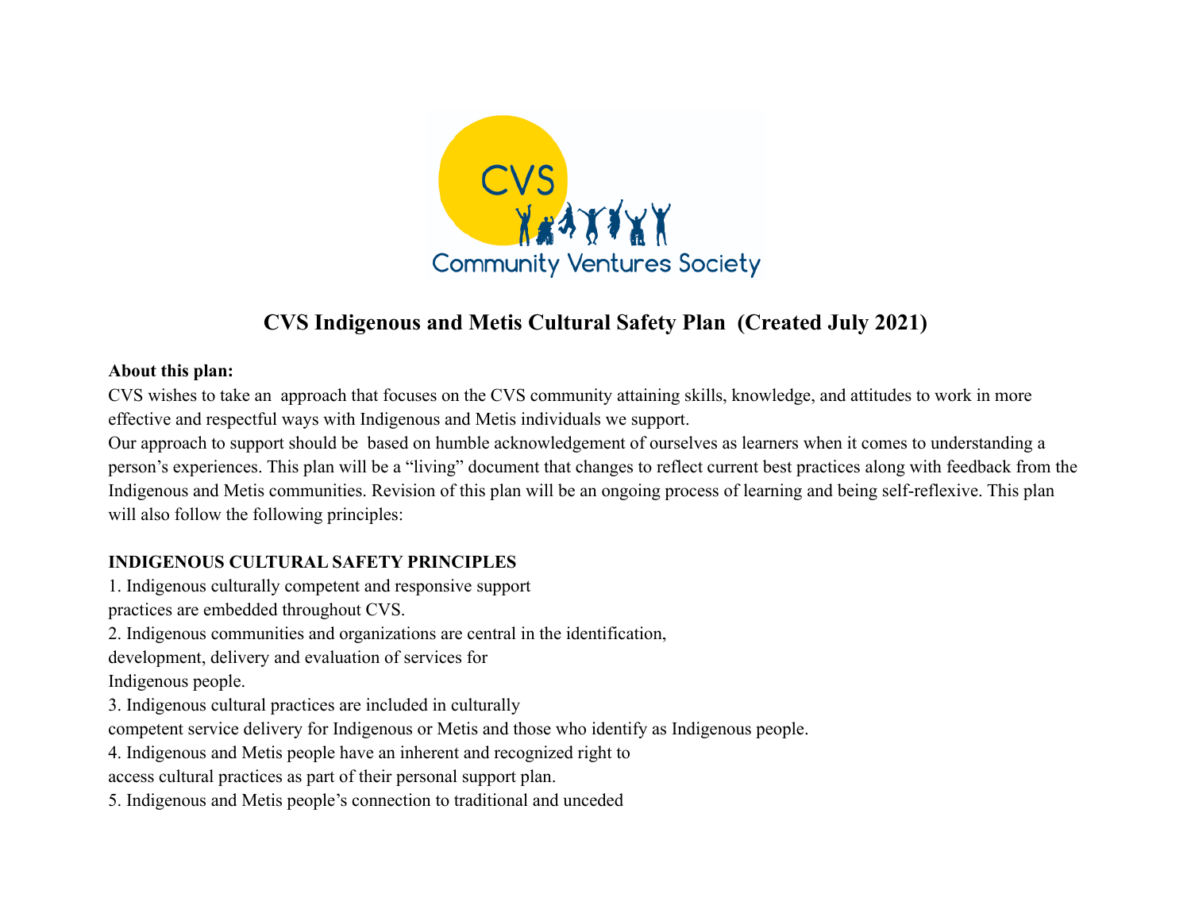# CVS Indigenous and Metis Cultural Safety Plan (Created July 2021)

**About this plan:**

CVS wishes to take an approach that focuses on the CVS community attaining skills, knowledge, and attitudes to work in more effective and respectful ways with Indigenous and Metis individuals we support.

Our approach to support should be based on humble acknowledgement of ourselves as learners when it comes to understanding a person's experiences. This plan will be a "living" document that changes to reflect current best practices along with feedback from the Indigenous and Metis communities. Revision of this plan will be an ongoing process of learning and being self-reflexive. This plan will also follow the following principles:

**INDIGENOUS CULTURAL SAFETY PRINCIPLES**

1. Indigenous culturally competent and responsive support practices are embedded throughout CVS.
2. Indigenous communities and organizations are central in the identification, development, delivery and evaluation of services for Indigenous people.
3. Indigenous cultural practices are included in culturally competent service delivery for Indigenous or Metis and those who identify as Indigenous people.
4. Indigenous and Metis people have an inherent and recognized right to access cultural practices as part of their personal support plan.
5. Indigenous and Metis people's connection to traditional and unceded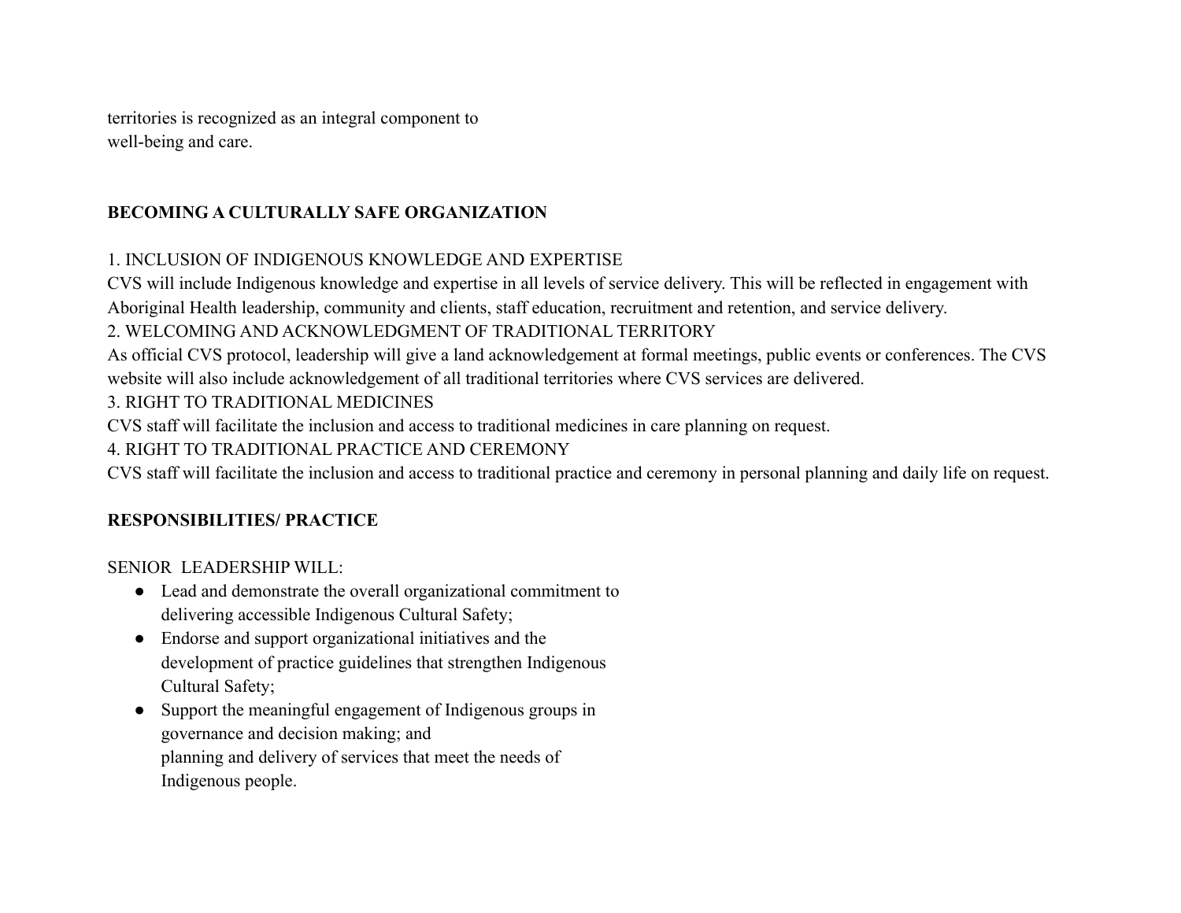territories is recognized as an integral component to well-being and care.

## BECOMING A CULTURALLY SAFE ORGANIZATION

1. INCLUSION OF INDIGENOUS KNOWLEDGE AND EXPERTISE
CVS will include Indigenous knowledge and expertise in all levels of service delivery. This will be reflected in engagement with Aboriginal Health leadership, community and clients, staff education, recruitment and retention, and service delivery.
2. WELCOMING AND ACKNOWLEDGMENT OF TRADITIONAL TERRITORY
As official CVS protocol, leadership will give a land acknowledgement at formal meetings, public events or conferences. The CVS website will also include acknowledgement of all traditional territories where CVS services are delivered.
3. RIGHT TO TRADITIONAL MEDICINES
CVS staff will facilitate the inclusion and access to traditional medicines in care planning on request.
4. RIGHT TO TRADITIONAL PRACTICE AND CEREMONY
CVS staff will facilitate the inclusion and access to traditional practice and ceremony in personal planning and daily life on request.

## RESPONSIBILITIES/ PRACTICE

SENIOR LEADERSHIP WILL:

- Lead and demonstrate the overall organizational commitment to delivering accessible Indigenous Cultural Safety;
- Endorse and support organizational initiatives and the development of practice guidelines that strengthen Indigenous Cultural Safety;
- Support the meaningful engagement of Indigenous groups in governance and decision making; and
  planning and delivery of services that meet the needs of Indigenous people.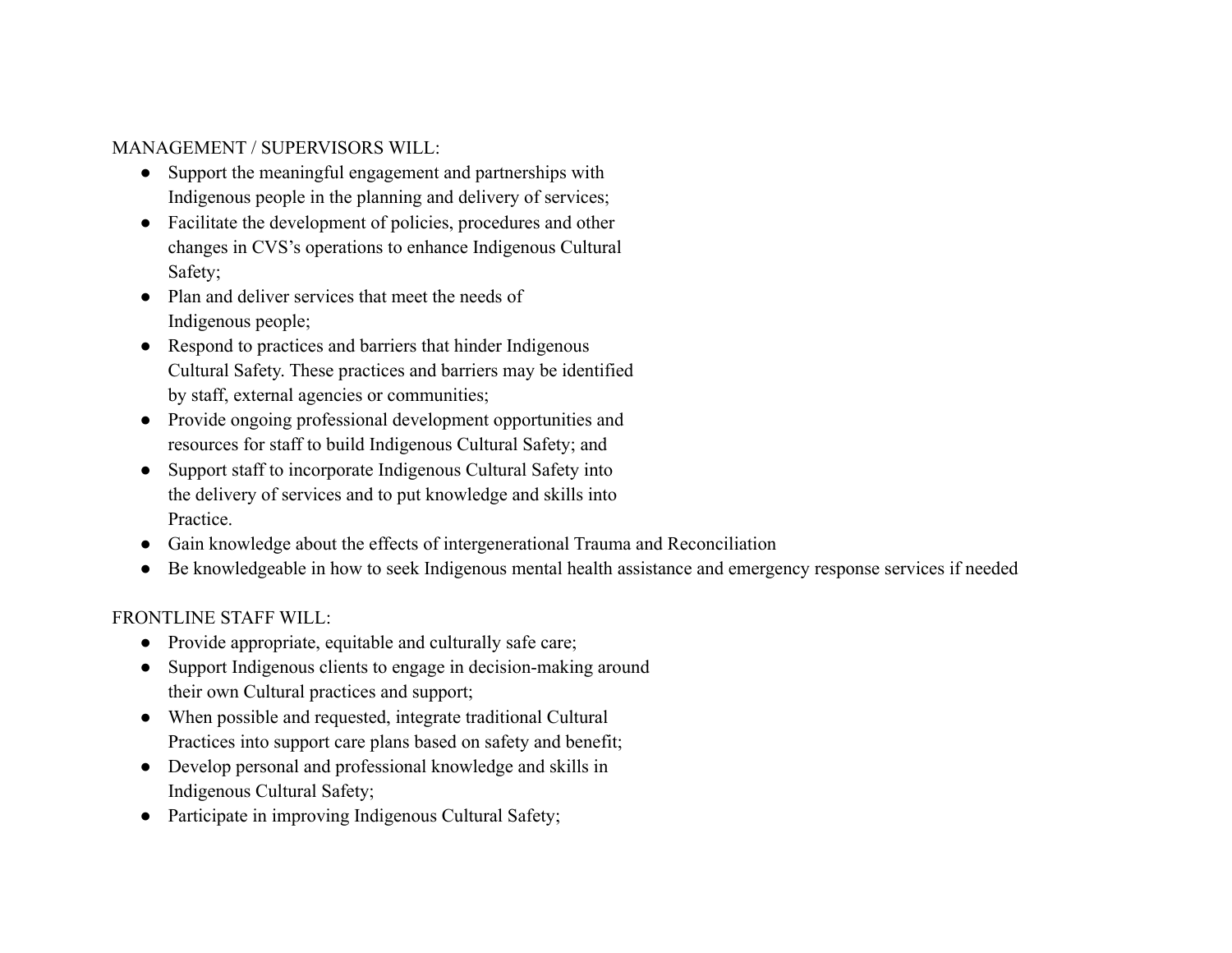MANAGEMENT / SUPERVISORS WILL:

- Support the meaningful engagement and partnerships with Indigenous people in the planning and delivery of services;
- Facilitate the development of policies, procedures and other changes in CVS's operations to enhance Indigenous Cultural Safety;
- Plan and deliver services that meet the needs of Indigenous people;
- Respond to practices and barriers that hinder Indigenous Cultural Safety. These practices and barriers may be identified by staff, external agencies or communities;
- Provide ongoing professional development opportunities and resources for staff to build Indigenous Cultural Safety; and
- Support staff to incorporate Indigenous Cultural Safety into the delivery of services and to put knowledge and skills into Practice.
- Gain knowledge about the effects of intergenerational Trauma and Reconciliation
- Be knowledgeable in how to seek Indigenous mental health assistance and emergency response services if needed

FRONTLINE STAFF WILL:

- Provide appropriate, equitable and culturally safe care;
- Support Indigenous clients to engage in decision-making around their own Cultural practices and support;
- When possible and requested, integrate traditional Cultural Practices into support care plans based on safety and benefit;
- Develop personal and professional knowledge and skills in Indigenous Cultural Safety;
- Participate in improving Indigenous Cultural Safety;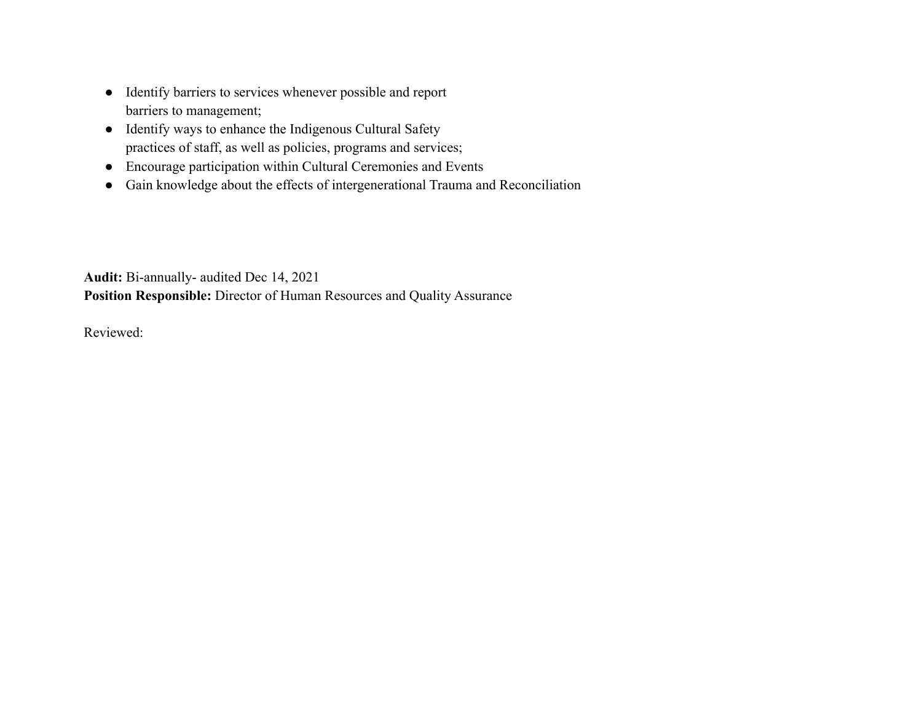- Identify barriers to services whenever possible and report barriers to management;
- Identify ways to enhance the Indigenous Cultural Safety practices of staff, as well as policies, programs and services;
- Encourage participation within Cultural Ceremonies and Events
- Gain knowledge about the effects of intergenerational Trauma and Reconciliation

**Audit:** Bi-annually- audited Dec 14, 2021
**Position Responsible:** Director of Human Resources and Quality Assurance

Reviewed: